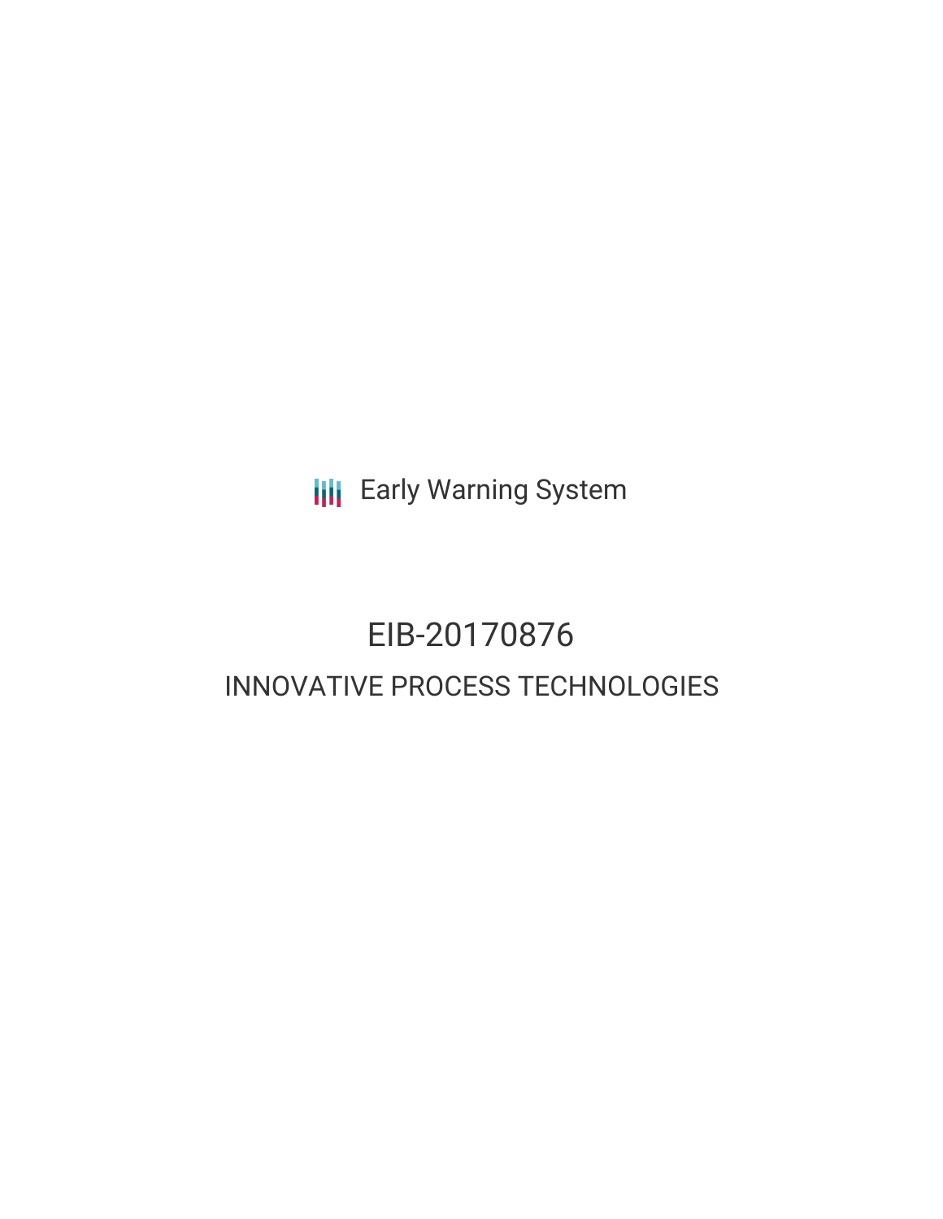Early Warning System

# EIB-20170876

## INNOVATIVE PROCESS TECHNOLOGIES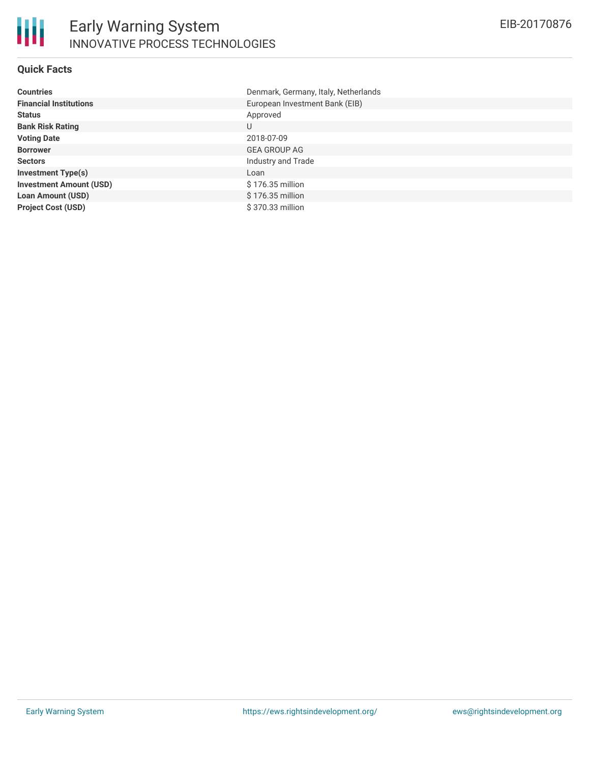# Early Warning System

## INNOVATIVE PROCESS TECHNOLOGIES

EIB-20170876

### Quick Facts

| | |
|---|---|
| **Countries** | Denmark, Germany, Italy, Netherlands |
| **Financial Institutions** | European Investment Bank (EIB) |
| **Status** | Approved |
| **Bank Risk Rating** | U |
| **Voting Date** | 2018-07-09 |
| **Borrower** | GEA GROUP AG |
| **Sectors** | Industry and Trade |
| **Investment Type(s)** | Loan |
| **Investment Amount (USD)** | $ 176.35 million |
| **Loan Amount (USD)** | $ 176.35 million |
| **Project Cost (USD)** | $ 370.33 million |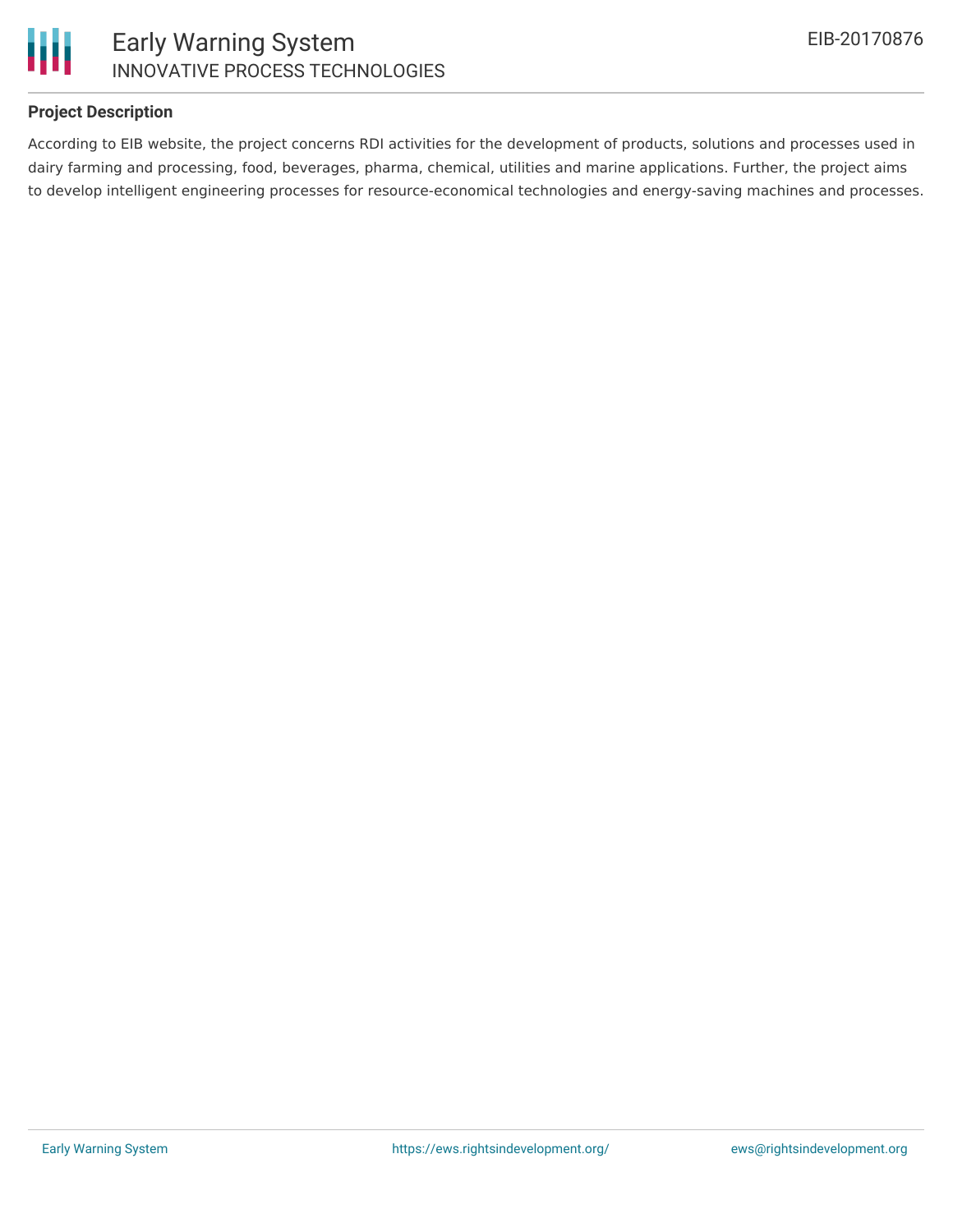## Project Description

According to EIB website, the project concerns RDI activities for the development of products, solutions and processes used in dairy farming and processing, food, beverages, pharma, chemical, utilities and marine applications. Further, the project aims to develop intelligent engineering processes for resource-economical technologies and energy-saving machines and processes.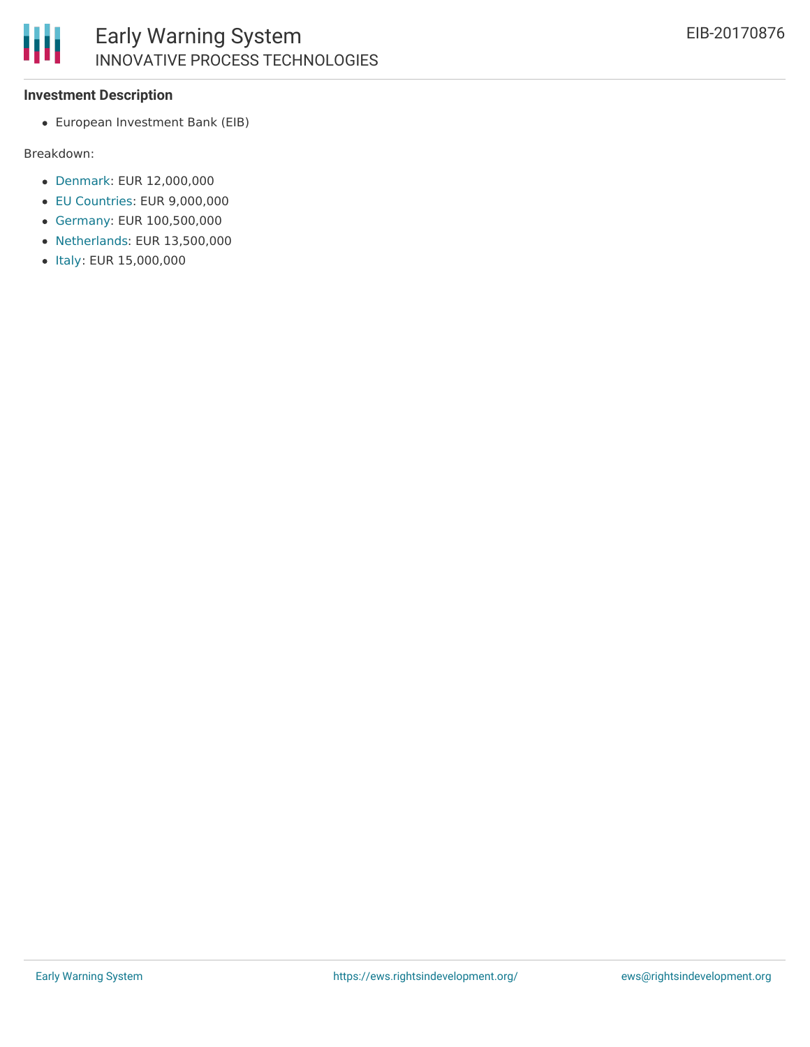### Investment Description

- European Investment Bank (EIB)

Breakdown:

- Denmark: EUR 12,000,000
- EU Countries: EUR 9,000,000
- Germany: EUR 100,500,000
- Netherlands: EUR 13,500,000
- Italy: EUR 15,000,000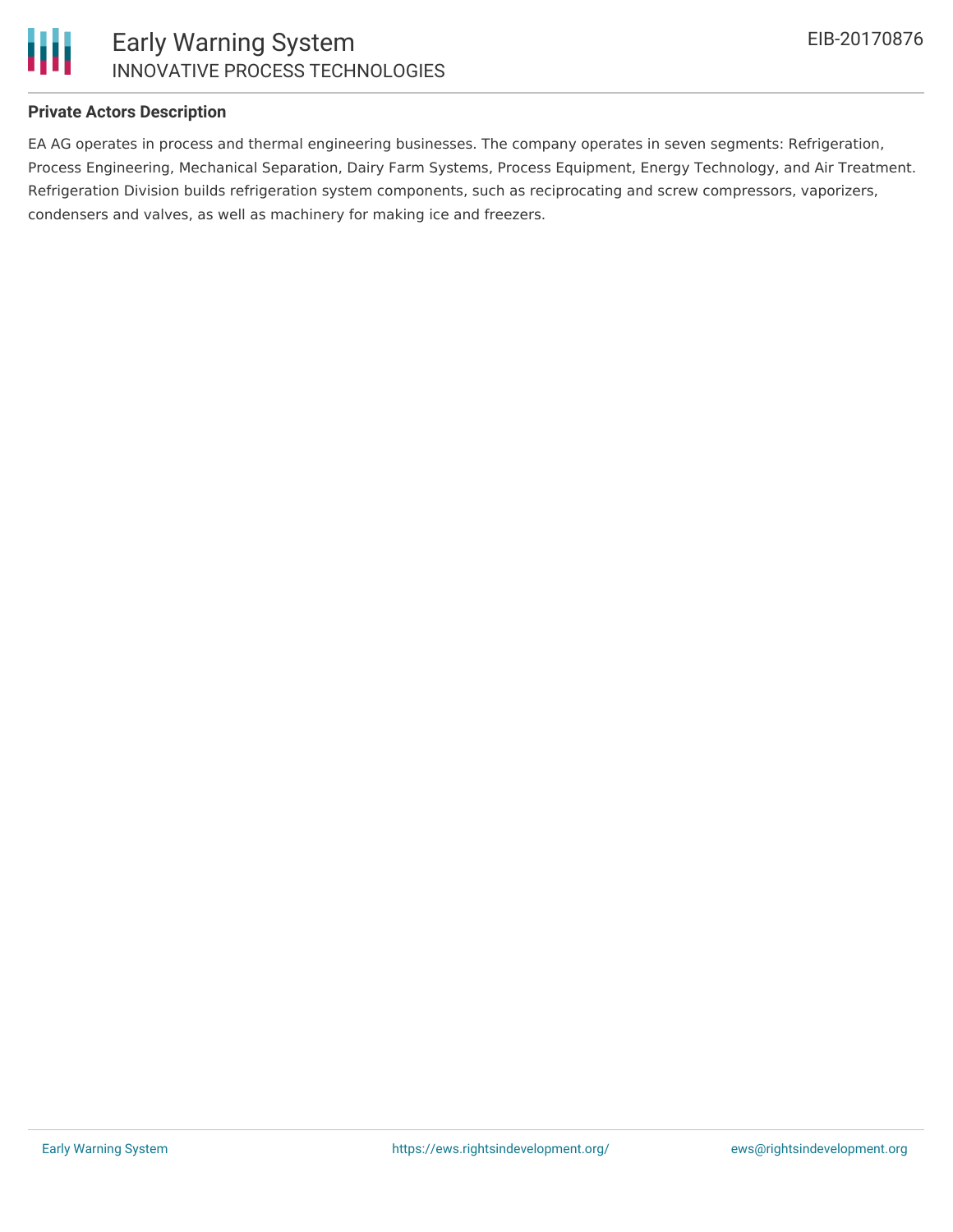### Private Actors Description

EA AG operates in process and thermal engineering businesses. The company operates in seven segments: Refrigeration, Process Engineering, Mechanical Separation, Dairy Farm Systems, Process Equipment, Energy Technology, and Air Treatment. Refrigeration Division builds refrigeration system components, such as reciprocating and screw compressors, vaporizers, condensers and valves, as well as machinery for making ice and freezers.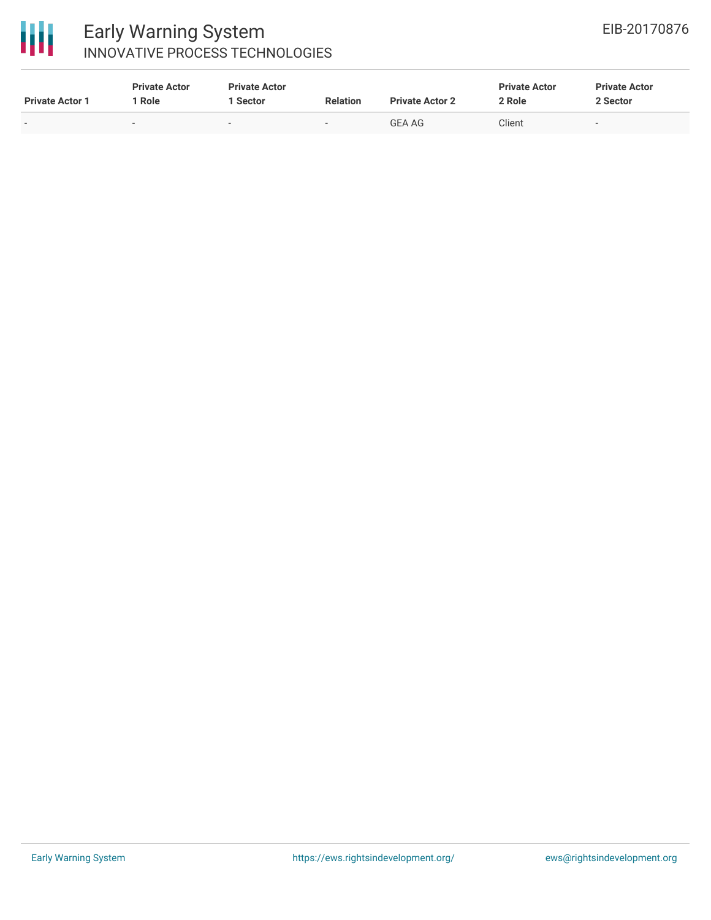| Private Actor 1 | Private Actor 1 Role | Private Actor 1 Sector | Relation | Private Actor 2 | Private Actor 2 Role | Private Actor 2 Sector |
|---|---|---|---|---|---|---|
| - | - | - | - | GEA AG | Client | - |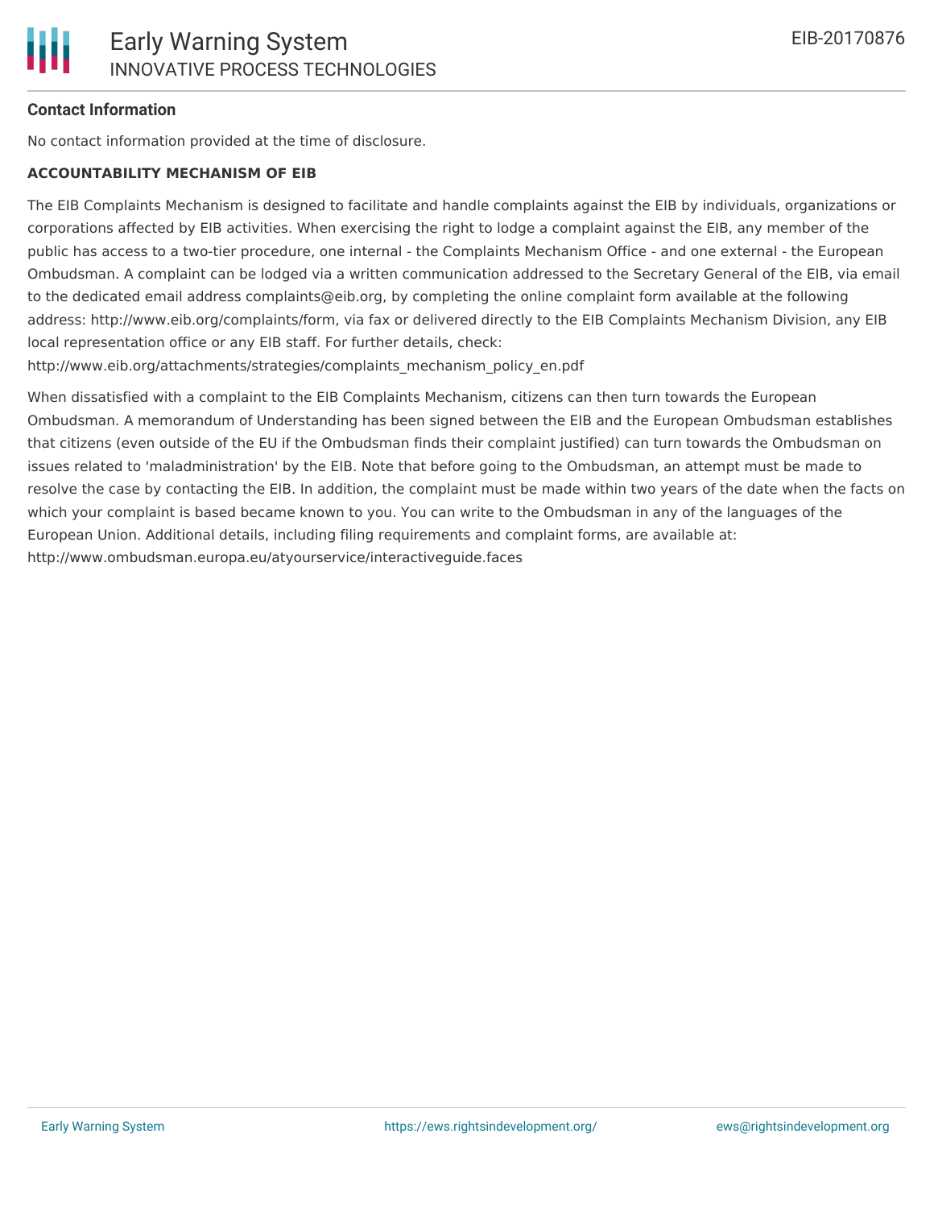**Contact Information**

No contact information provided at the time of disclosure.

**ACCOUNTABILITY MECHANISM OF EIB**

The EIB Complaints Mechanism is designed to facilitate and handle complaints against the EIB by individuals, organizations or corporations affected by EIB activities. When exercising the right to lodge a complaint against the EIB, any member of the public has access to a two-tier procedure, one internal - the Complaints Mechanism Office - and one external - the European Ombudsman. A complaint can be lodged via a written communication addressed to the Secretary General of the EIB, via email to the dedicated email address complaints@eib.org, by completing the online complaint form available at the following address: http://www.eib.org/complaints/form, via fax or delivered directly to the EIB Complaints Mechanism Division, any EIB local representation office or any EIB staff. For further details, check: http://www.eib.org/attachments/strategies/complaints_mechanism_policy_en.pdf

When dissatisfied with a complaint to the EIB Complaints Mechanism, citizens can then turn towards the European Ombudsman. A memorandum of Understanding has been signed between the EIB and the European Ombudsman establishes that citizens (even outside of the EU if the Ombudsman finds their complaint justified) can turn towards the Ombudsman on issues related to 'maladministration' by the EIB. Note that before going to the Ombudsman, an attempt must be made to resolve the case by contacting the EIB. In addition, the complaint must be made within two years of the date when the facts on which your complaint is based became known to you. You can write to the Ombudsman in any of the languages of the European Union. Additional details, including filing requirements and complaint forms, are available at: http://www.ombudsman.europa.eu/atyourservice/interactiveguide.faces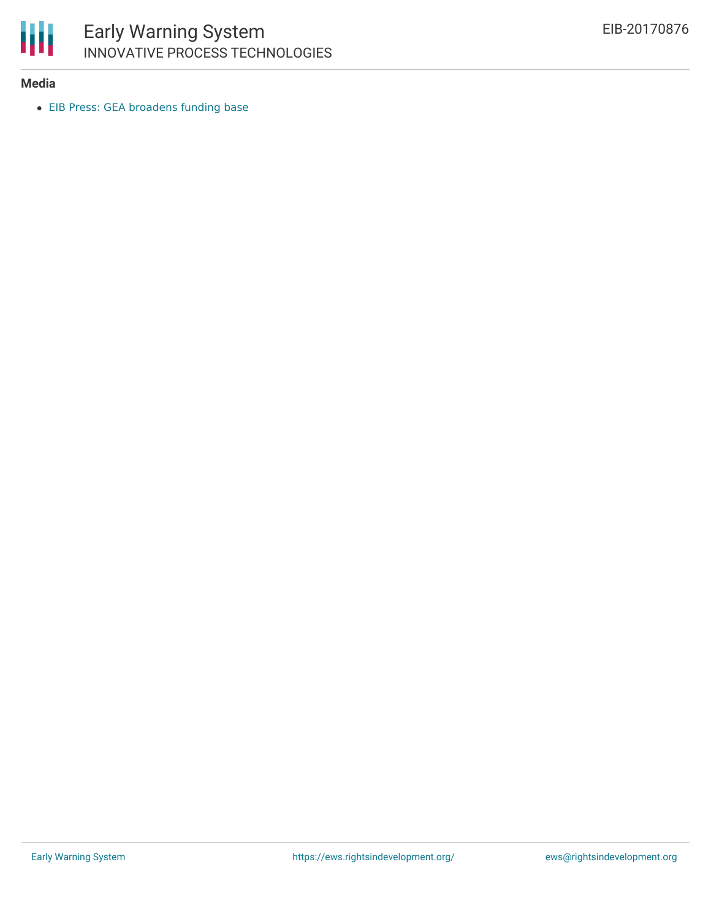**Media**

- EIB Press: GEA broadens funding base